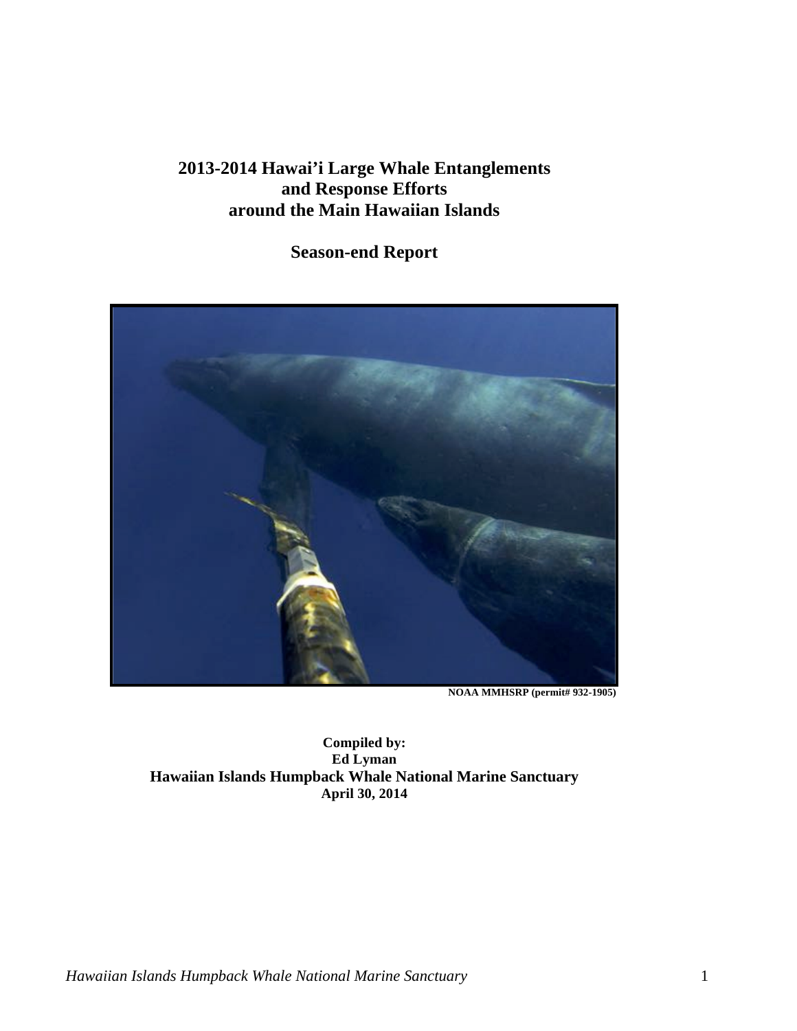# 2013-2014 Hawai'i Large Whale Entanglements and Response Efforts around the Main Hawaiian Islands

## Season-end Report

NOAA MMHSRP (permit# 932-1905)

**Compiled by:**
**Ed Lyman**
**Hawaiian Islands Humpback Whale National Marine Sanctuary**
**April 30, 2014**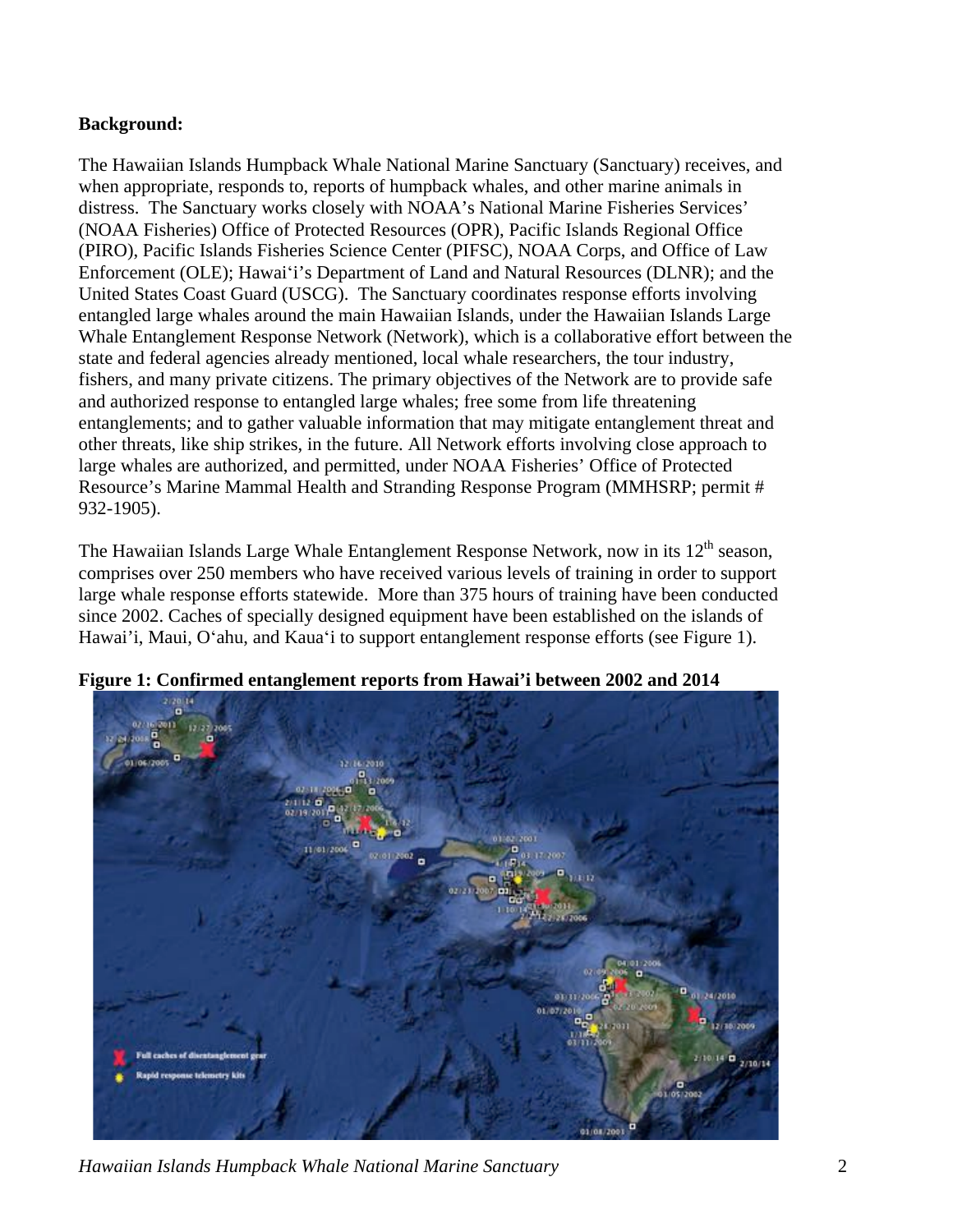**Background:**

The Hawaiian Islands Humpback Whale National Marine Sanctuary (Sanctuary) receives, and when appropriate, responds to, reports of humpback whales, and other marine animals in distress. The Sanctuary works closely with NOAA's National Marine Fisheries Services' (NOAA Fisheries) Office of Protected Resources (OPR), Pacific Islands Regional Office (PIRO), Pacific Islands Fisheries Science Center (PIFSC), NOAA Corps, and Office of Law Enforcement (OLE); Hawai'i's Department of Land and Natural Resources (DLNR); and the United States Coast Guard (USCG). The Sanctuary coordinates response efforts involving entangled large whales around the main Hawaiian Islands, under the Hawaiian Islands Large Whale Entanglement Response Network (Network), which is a collaborative effort between the state and federal agencies already mentioned, local whale researchers, the tour industry, fishers, and many private citizens. The primary objectives of the Network are to provide safe and authorized response to entangled large whales; free some from life threatening entanglements; and to gather valuable information that may mitigate entanglement threat and other threats, like ship strikes, in the future. All Network efforts involving close approach to large whales are authorized, and permitted, under NOAA Fisheries' Office of Protected Resource's Marine Mammal Health and Stranding Response Program (MMHSRP; permit # 932-1905).

The Hawaiian Islands Large Whale Entanglement Response Network, now in its 12th season, comprises over 250 members who have received various levels of training in order to support large whale response efforts statewide. More than 375 hours of training have been conducted since 2002. Caches of specially designed equipment have been established on the islands of Hawai'i, Maui, O'ahu, and Kaua'i to support entanglement response efforts (see Figure 1).

**Figure 1: Confirmed entanglement reports from Hawai'i between 2002 and 2014**

Full caches of disentanglement gear

Rapid response telemetry kits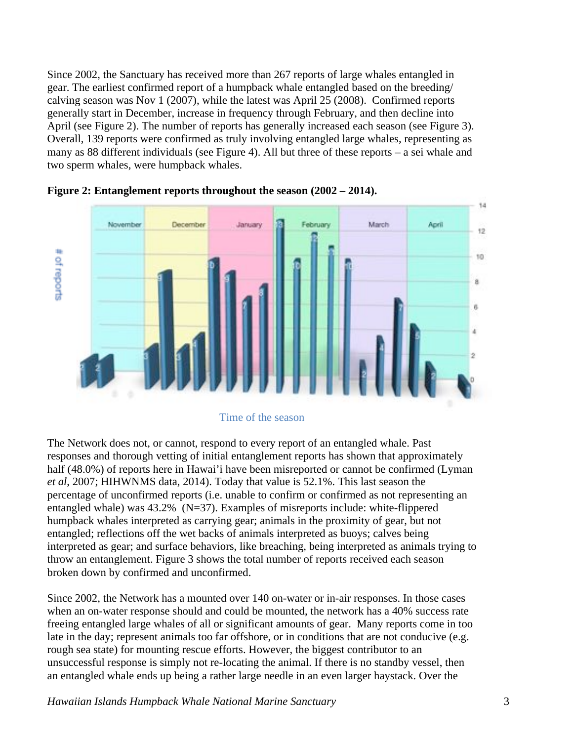Since 2002, the Sanctuary has received more than 267 reports of large whales entangled in gear. The earliest confirmed report of a humpback whale entangled based on the breeding/ calving season was Nov 1 (2007), while the latest was April 25 (2008). Confirmed reports generally start in December, increase in frequency through February, and then decline into April (see Figure 2). The number of reports has generally increased each season (see Figure 3). Overall, 139 reports were confirmed as truly involving entangled large whales, representing as many as 88 different individuals (see Figure 4). All but three of these reports – a sei whale and two sperm whales, were humpback whales.

**Figure 2: Entanglement reports throughout the season (2002 – 2014).**

November
December
January
February
March
April

\# of reports

14
12
10
8
6
4
2
0

2 2 3 9 3 4 10 9 7 8 13 10 12 11 10 2 4 7 5 2 1

Time of the season

The Network does not, or cannot, respond to every report of an entangled whale. Past responses and thorough vetting of initial entanglement reports has shown that approximately half (48.0%) of reports here in Hawai'i have been misreported or cannot be confirmed (Lyman *et al*, 2007; HIHWNMS data, 2014). Today that value is 52.1%. This last season the percentage of unconfirmed reports (i.e. unable to confirm or confirmed as not representing an entangled whale) was 43.2% (N=37). Examples of misreports include: white-flippered humpback whales interpreted as carrying gear; animals in the proximity of gear, but not entangled; reflections off the wet backs of animals interpreted as buoys; calves being interpreted as gear; and surface behaviors, like breaching, being interpreted as animals trying to throw an entanglement. Figure 3 shows the total number of reports received each season broken down by confirmed and unconfirmed.

Since 2002, the Network has a mounted over 140 on-water or in-air responses. In those cases when an on-water response should and could be mounted, the network has a 40% success rate freeing entangled large whales of all or significant amounts of gear. Many reports come in too late in the day; represent animals too far offshore, or in conditions that are not conducive (e.g. rough sea state) for mounting rescue efforts. However, the biggest contributor to an unsuccessful response is simply not re-locating the animal. If there is no standby vessel, then an entangled whale ends up being a rather large needle in an even larger haystack. Over the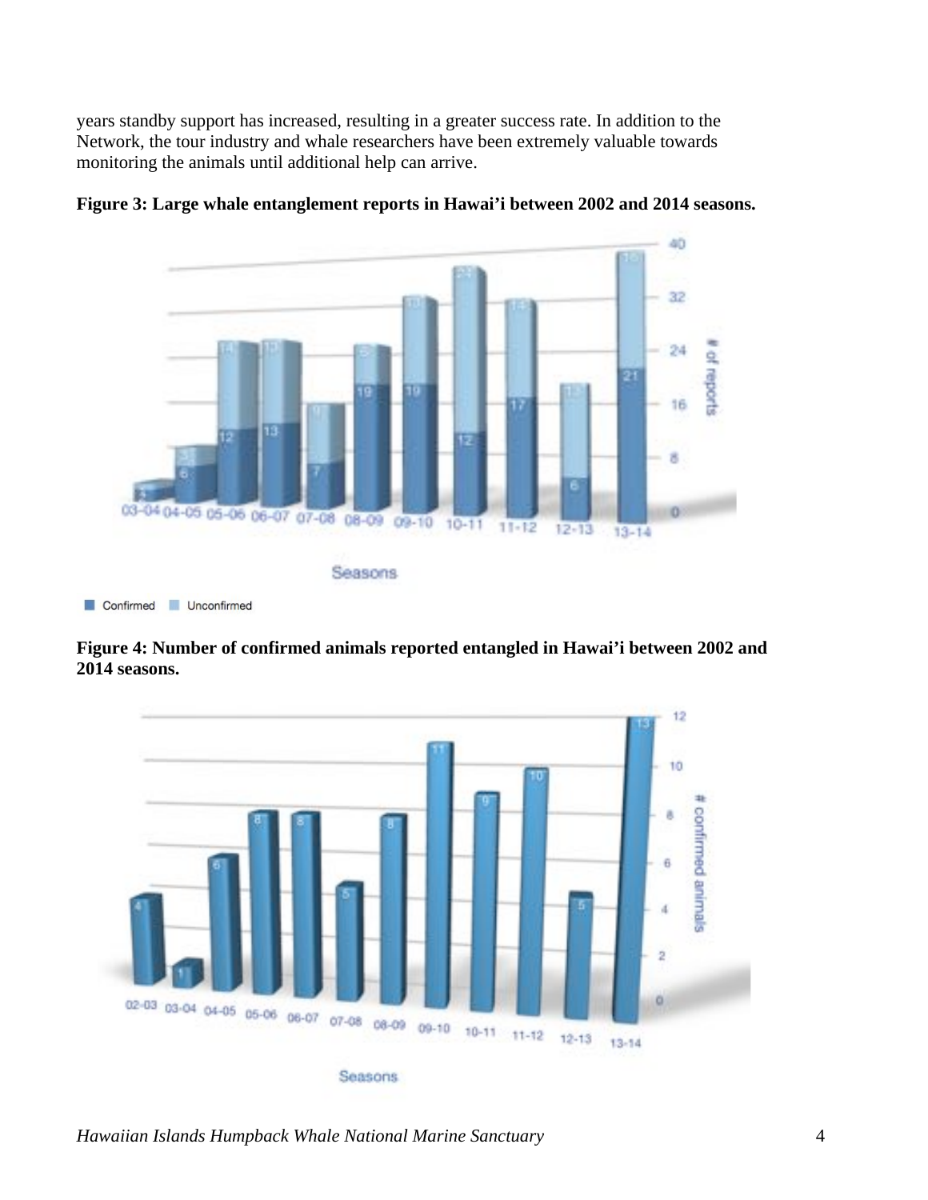years standby support has increased, resulting in a greater success rate. In addition to the Network, the tour industry and whale researchers have been extremely valuable towards monitoring the animals until additional help can arrive.

**Figure 3: Large whale entanglement reports in Hawai'i between 2002 and 2014 seasons.**

40
32
24
16
8
0

# of reports

03-04 04-05 05-06 06-07 07-08 08-09 09-10 10-11 11-12 12-13 13-14

Seasons

Confirmed  Unconfirmed

**Figure 4: Number of confirmed animals reported entangled in Hawai'i between 2002 and 2014 seasons.**

12
10
8
6
4
2
0

# confirmed animals

02-03 03-04 04-05 05-06 06-07 07-08 08-09 09-10 10-11 11-12 12-13 13-14

Seasons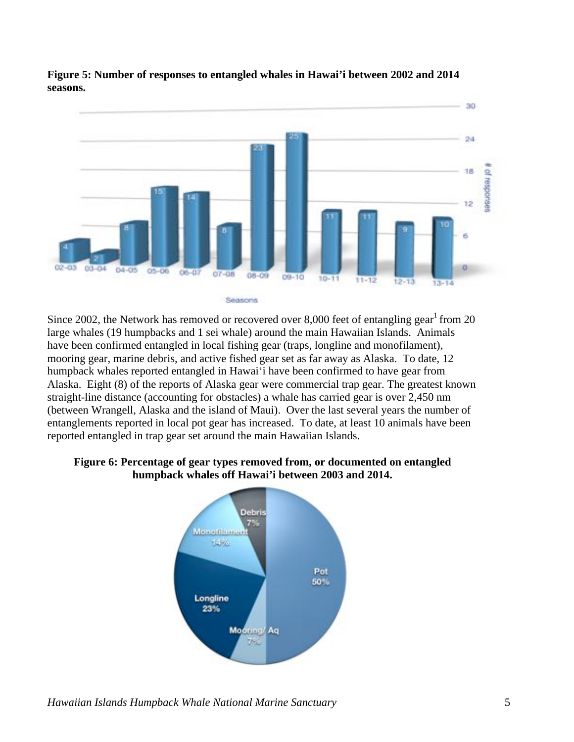**Figure 5: Number of responses to entangled whales in Hawai'i between 2002 and 2014 seasons.**

30
24
18
12
6
0

# of responses

4
2
8
15
14
8
23
25
11
11
9
10

02-03 03-04 04-05 05-06 06-07 07-08 08-09 09-10 10-11 11-12 12-13 13-14

Seasons

Since 2002, the Network has removed or recovered over 8,000 feet of entangling gear[1] from 20 large whales (19 humpbacks and 1 sei whale) around the main Hawaiian Islands. Animals have been confirmed entangled in local fishing gear (traps, longline and monofilament), mooring gear, marine debris, and active fished gear set as far away as Alaska. To date, 12 humpback whales reported entangled in Hawai'i have been confirmed to have gear from Alaska. Eight (8) of the reports of Alaska gear were commercial trap gear. The greatest known straight-line distance (accounting for obstacles) a whale has carried gear is over 2,450 nm (between Wrangell, Alaska and the island of Maui). Over the last several years the number of entanglements reported in local pot gear has increased. To date, at least 10 animals have been reported entangled in trap gear set around the main Hawaiian Islands.

**Figure 6: Percentage of gear types removed from, or documented on entangled humpback whales off Hawai'i between 2003 and 2014.**

Debris
7%

Monofilament
14%

Pot
50%

Longline
23%

Mooring/ Aq
7%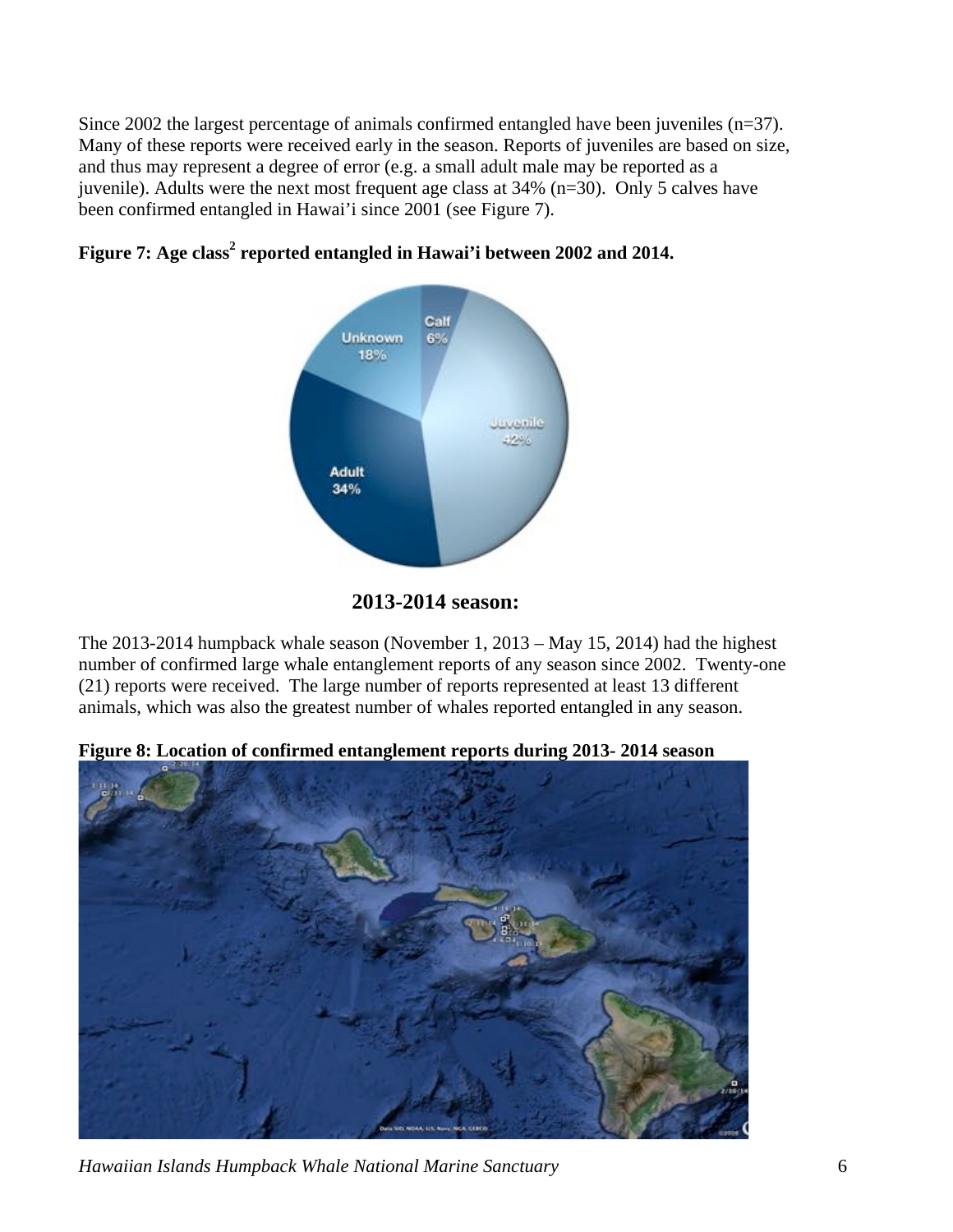Since 2002 the largest percentage of animals confirmed entangled have been juveniles (n=37). Many of these reports were received early in the season. Reports of juveniles are based on size, and thus may represent a degree of error (e.g. a small adult male may be reported as a juvenile). Adults were the next most frequent age class at 34% (n=30). Only 5 calves have been confirmed entangled in Hawai'i since 2001 (see Figure 7).

**Figure 7: Age class[2] reported entangled in Hawai'i between 2002 and 2014.**

Calf
6%
Unknown
18%
Juvenile
42%
Adult
34%

## 2013-2014 season:

The 2013-2014 humpback whale season (November 1, 2013 – May 15, 2014) had the highest number of confirmed large whale entanglement reports of any season since 2002. Twenty-one (21) reports were received. The large number of reports represented at least 13 different animals, which was also the greatest number of whales reported entangled in any season.

**Figure 8: Location of confirmed entanglement reports during 2013- 2014 season**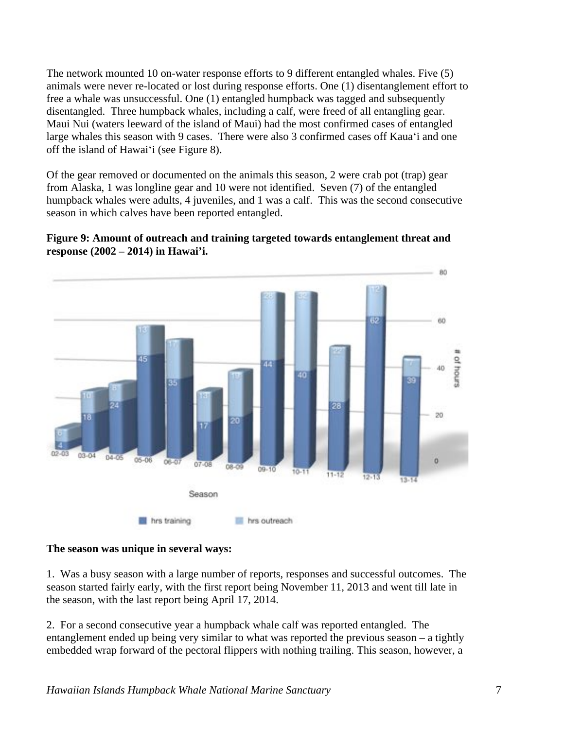The network mounted 10 on-water response efforts to 9 different entangled whales. Five (5) animals were never re-located or lost during response efforts. One (1) disentanglement effort to free a whale was unsuccessful. One (1) entangled humpback was tagged and subsequently disentangled. Three humpback whales, including a calf, were freed of all entangling gear. Maui Nui (waters leeward of the island of Maui) had the most confirmed cases of entangled large whales this season with 9 cases. There were also 3 confirmed cases off Kaua'i and one off the island of Hawai'i (see Figure 8).

Of the gear removed or documented on the animals this season, 2 were crab pot (trap) gear from Alaska, 1 was longline gear and 10 were not identified. Seven (7) of the entangled humpback whales were adults, 4 juveniles, and 1 was a calf. This was the second consecutive season in which calves have been reported entangled.

**Figure 9: Amount of outreach and training targeted towards entanglement threat and response (2002 – 2014) in Hawai'i.**

80
60
40
20
0
# of hours

02-03: 4, 6
03-04: 18, 10
04-05: 24, 8
05-06: 45, 13
06-07: 35, 17
07-08: 17, 13
08-09: 20, 19
09-10: 44, 28
10-11: 40, 32
11-12: 28, 22
12-13: 62, 12
13-14: 39, 7

Season

hrs training
hrs outreach

**The season was unique in several ways:**

1. Was a busy season with a large number of reports, responses and successful outcomes. The season started fairly early, with the first report being November 11, 2013 and went till late in the season, with the last report being April 17, 2014.

2. For a second consecutive year a humpback whale calf was reported entangled. The entanglement ended up being very similar to what was reported the previous season – a tightly embedded wrap forward of the pectoral flippers with nothing trailing. This season, however, a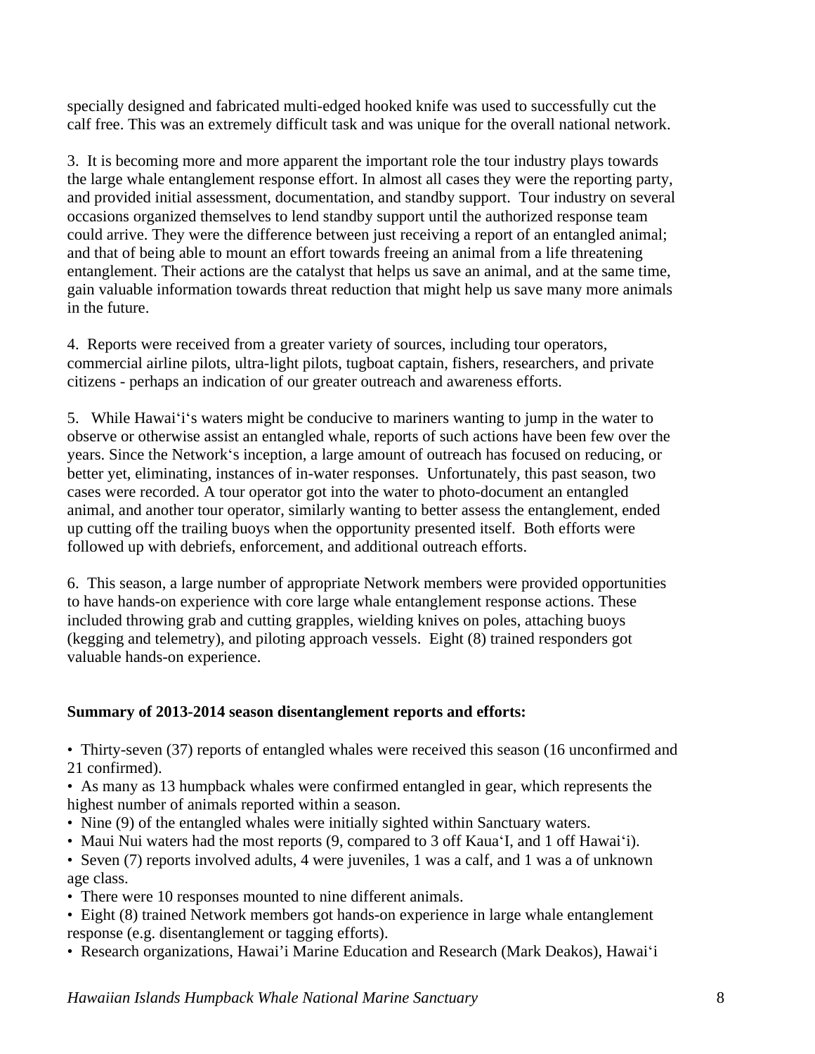specially designed and fabricated multi-edged hooked knife was used to successfully cut the calf free. This was an extremely difficult task and was unique for the overall national network.

3. It is becoming more and more apparent the important role the tour industry plays towards the large whale entanglement response effort. In almost all cases they were the reporting party, and provided initial assessment, documentation, and standby support. Tour industry on several occasions organized themselves to lend standby support until the authorized response team could arrive. They were the difference between just receiving a report of an entangled animal; and that of being able to mount an effort towards freeing an animal from a life threatening entanglement. Their actions are the catalyst that helps us save an animal, and at the same time, gain valuable information towards threat reduction that might help us save many more animals in the future.

4. Reports were received from a greater variety of sources, including tour operators, commercial airline pilots, ultra-light pilots, tugboat captain, fishers, researchers, and private citizens - perhaps an indication of our greater outreach and awareness efforts.

5. While Hawai'i's waters might be conducive to mariners wanting to jump in the water to observe or otherwise assist an entangled whale, reports of such actions have been few over the years. Since the Network's inception, a large amount of outreach has focused on reducing, or better yet, eliminating, instances of in-water responses. Unfortunately, this past season, two cases were recorded. A tour operator got into the water to photo-document an entangled animal, and another tour operator, similarly wanting to better assess the entanglement, ended up cutting off the trailing buoys when the opportunity presented itself. Both efforts were followed up with debriefs, enforcement, and additional outreach efforts.

6. This season, a large number of appropriate Network members were provided opportunities to have hands-on experience with core large whale entanglement response actions. These included throwing grab and cutting grapples, wielding knives on poles, attaching buoys (kegging and telemetry), and piloting approach vessels. Eight (8) trained responders got valuable hands-on experience.

**Summary of 2013-2014 season disentanglement reports and efforts:**

- Thirty-seven (37) reports of entangled whales were received this season (16 unconfirmed and 21 confirmed).
- As many as 13 humpback whales were confirmed entangled in gear, which represents the highest number of animals reported within a season.
- Nine (9) of the entangled whales were initially sighted within Sanctuary waters.
- Maui Nui waters had the most reports (9, compared to 3 off Kaua'I, and 1 off Hawai'i).
- Seven (7) reports involved adults, 4 were juveniles, 1 was a calf, and 1 was a of unknown age class.
- There were 10 responses mounted to nine different animals.
- Eight (8) trained Network members got hands-on experience in large whale entanglement response (e.g. disentanglement or tagging efforts).
- Research organizations, Hawai'i Marine Education and Research (Mark Deakos), Hawai'i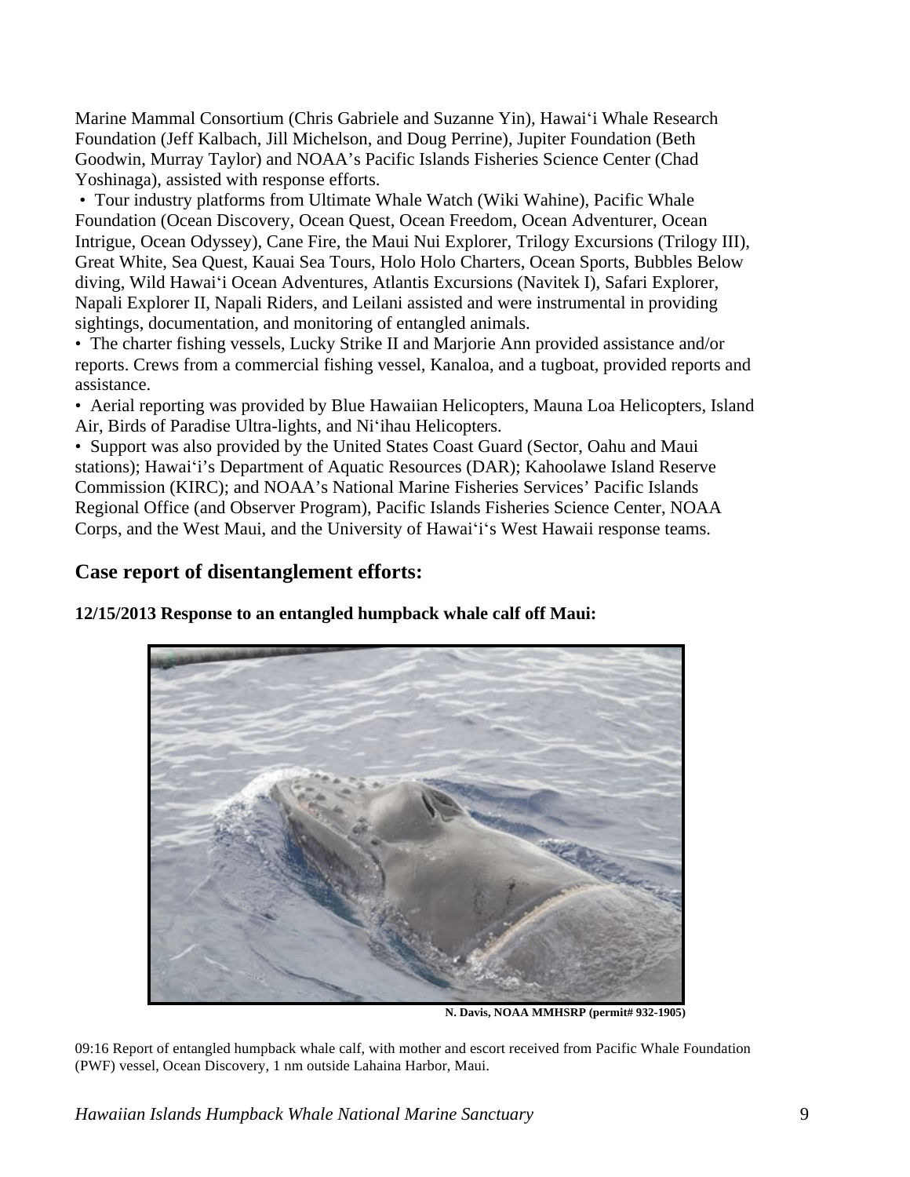Marine Mammal Consortium (Chris Gabriele and Suzanne Yin), Hawai‘i Whale Research Foundation (Jeff Kalbach, Jill Michelson, and Doug Perrine), Jupiter Foundation (Beth Goodwin, Murray Taylor) and NOAA’s Pacific Islands Fisheries Science Center (Chad Yoshinaga), assisted with response efforts.

- Tour industry platforms from Ultimate Whale Watch (Wiki Wahine), Pacific Whale Foundation (Ocean Discovery, Ocean Quest, Ocean Freedom, Ocean Adventurer, Ocean Intrigue, Ocean Odyssey), Cane Fire, the Maui Nui Explorer, Trilogy Excursions (Trilogy III), Great White, Sea Quest, Kauai Sea Tours, Holo Holo Charters, Ocean Sports, Bubbles Below diving, Wild Hawai‘i Ocean Adventures, Atlantis Excursions (Navitek I), Safari Explorer, Napali Explorer II, Napali Riders, and Leilani assisted and were instrumental in providing sightings, documentation, and monitoring of entangled animals.
- The charter fishing vessels, Lucky Strike II and Marjorie Ann provided assistance and/or reports. Crews from a commercial fishing vessel, Kanaloa, and a tugboat, provided reports and assistance.
- Aerial reporting was provided by Blue Hawaiian Helicopters, Mauna Loa Helicopters, Island Air, Birds of Paradise Ultra-lights, and Ni‘ihau Helicopters.
- Support was also provided by the United States Coast Guard (Sector, Oahu and Maui stations); Hawai‘i’s Department of Aquatic Resources (DAR); Kahoolawe Island Reserve Commission (KIRC); and NOAA’s National Marine Fisheries Services’ Pacific Islands Regional Office (and Observer Program), Pacific Islands Fisheries Science Center, NOAA Corps, and the West Maui, and the University of Hawai‘i‘s West Hawaii response teams.

## Case report of disentanglement efforts:

**12/15/2013 Response to an entangled humpback whale calf off Maui:**

**N. Davis, NOAA MMHSRP (permit# 932-1905)**

09:16 Report of entangled humpback whale calf, with mother and escort received from Pacific Whale Foundation (PWF) vessel, Ocean Discovery, 1 nm outside Lahaina Harbor, Maui.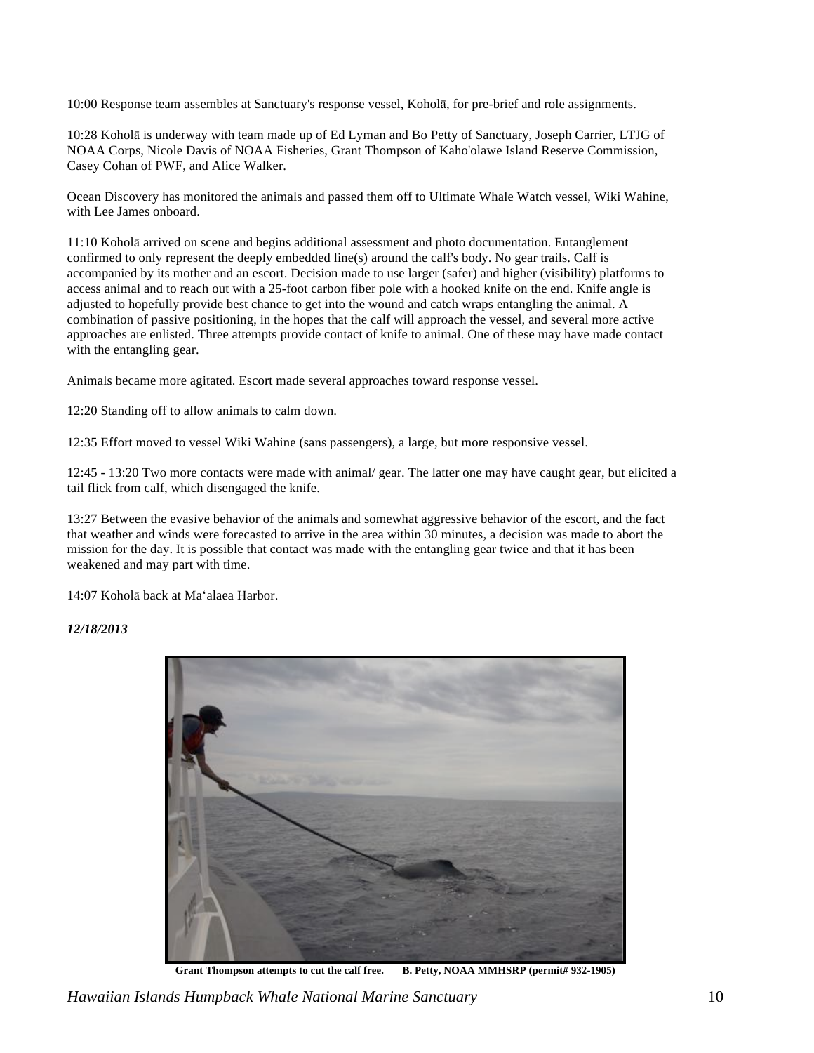10:00 Response team assembles at Sanctuary's response vessel, Koholā, for pre-brief and role assignments.

10:28 Koholā is underway with team made up of Ed Lyman and Bo Petty of Sanctuary, Joseph Carrier, LTJG of NOAA Corps, Nicole Davis of NOAA Fisheries, Grant Thompson of Kaho'olawe Island Reserve Commission, Casey Cohan of PWF, and Alice Walker.

Ocean Discovery has monitored the animals and passed them off to Ultimate Whale Watch vessel, Wiki Wahine, with Lee James onboard.

11:10 Koholā arrived on scene and begins additional assessment and photo documentation. Entanglement confirmed to only represent the deeply embedded line(s) around the calf's body. No gear trails. Calf is accompanied by its mother and an escort. Decision made to use larger (safer) and higher (visibility) platforms to access animal and to reach out with a 25-foot carbon fiber pole with a hooked knife on the end. Knife angle is adjusted to hopefully provide best chance to get into the wound and catch wraps entangling the animal. A combination of passive positioning, in the hopes that the calf will approach the vessel, and several more active approaches are enlisted. Three attempts provide contact of knife to animal. One of these may have made contact with the entangling gear.

Animals became more agitated. Escort made several approaches toward response vessel.

12:20 Standing off to allow animals to calm down.

12:35 Effort moved to vessel Wiki Wahine (sans passengers), a large, but more responsive vessel.

12:45 - 13:20 Two more contacts were made with animal/ gear. The latter one may have caught gear, but elicited a tail flick from calf, which disengaged the knife.

13:27 Between the evasive behavior of the animals and somewhat aggressive behavior of the escort, and the fact that weather and winds were forecasted to arrive in the area within 30 minutes, a decision was made to abort the mission for the day. It is possible that contact was made with the entangling gear twice and that it has been weakened and may part with time.

14:07 Koholā back at Ma'alaea Harbor.

***12/18/2013***

**Grant Thompson attempts to cut the calf free. B. Petty, NOAA MMHSRP (permit# 932-1905)**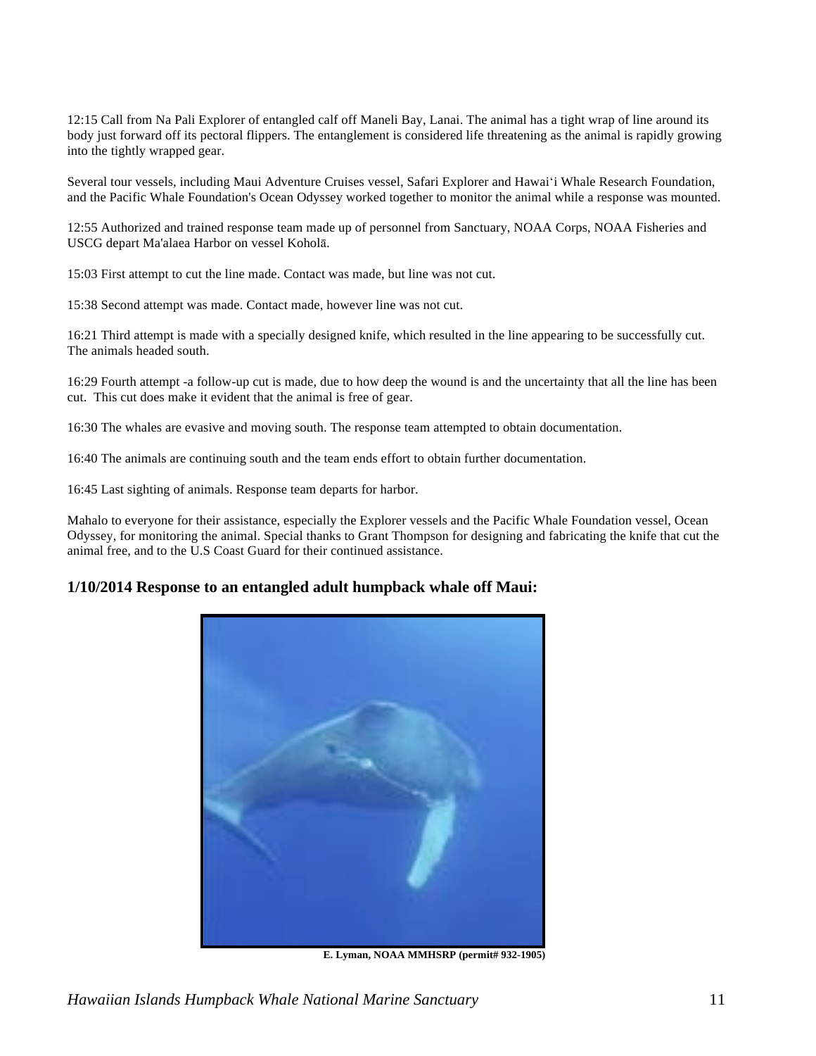12:15 Call from Na Pali Explorer of entangled calf off Maneli Bay, Lanai. The animal has a tight wrap of line around its body just forward off its pectoral flippers. The entanglement is considered life threatening as the animal is rapidly growing into the tightly wrapped gear.

Several tour vessels, including Maui Adventure Cruises vessel, Safari Explorer and Hawaiʻi Whale Research Foundation, and the Pacific Whale Foundation's Ocean Odyssey worked together to monitor the animal while a response was mounted.

12:55 Authorized and trained response team made up of personnel from Sanctuary, NOAA Corps, NOAA Fisheries and USCG depart Ma'alaea Harbor on vessel Koholā.

15:03 First attempt to cut the line made. Contact was made, but line was not cut.

15:38 Second attempt was made. Contact made, however line was not cut.

16:21 Third attempt is made with a specially designed knife, which resulted in the line appearing to be successfully cut. The animals headed south.

16:29 Fourth attempt -a follow-up cut is made, due to how deep the wound is and the uncertainty that all the line has been cut. This cut does make it evident that the animal is free of gear.

16:30 The whales are evasive and moving south. The response team attempted to obtain documentation.

16:40 The animals are continuing south and the team ends effort to obtain further documentation.

16:45 Last sighting of animals. Response team departs for harbor.

Mahalo to everyone for their assistance, especially the Explorer vessels and the Pacific Whale Foundation vessel, Ocean Odyssey, for monitoring the animal. Special thanks to Grant Thompson for designing and fabricating the knife that cut the animal free, and to the U.S Coast Guard for their continued assistance.

## 1/10/2014 Response to an entangled adult humpback whale off Maui:

**E. Lyman, NOAA MMHSRP (permit# 932-1905)**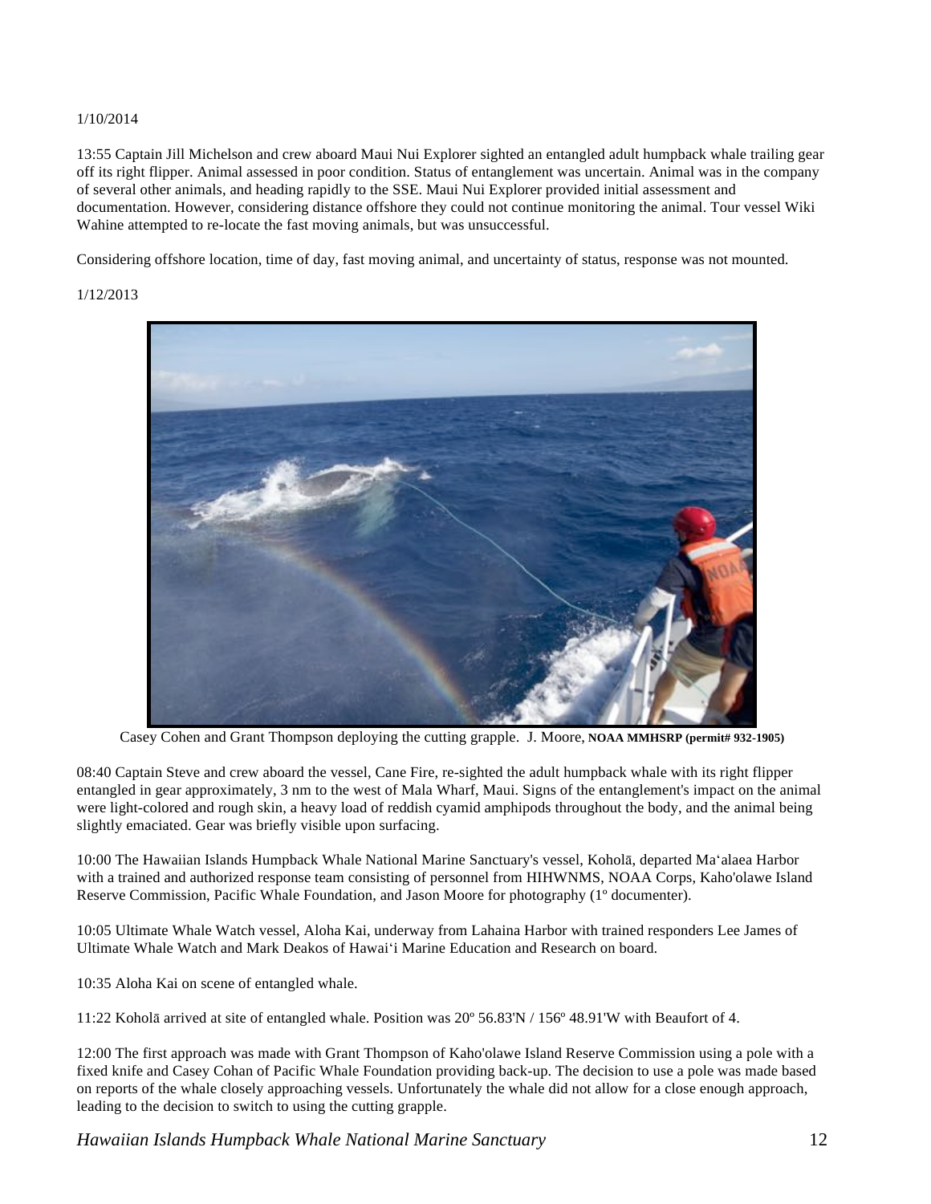1/10/2014

13:55 Captain Jill Michelson and crew aboard Maui Nui Explorer sighted an entangled adult humpback whale trailing gear off its right flipper. Animal assessed in poor condition. Status of entanglement was uncertain. Animal was in the company of several other animals, and heading rapidly to the SSE. Maui Nui Explorer provided initial assessment and documentation. However, considering distance offshore they could not continue monitoring the animal. Tour vessel Wiki Wahine attempted to re-locate the fast moving animals, but was unsuccessful.

Considering offshore location, time of day, fast moving animal, and uncertainty of status, response was not mounted.

1/12/2013

Casey Cohen and Grant Thompson deploying the cutting grapple. J. Moore, **NOAA MMHSRP (permit# 932-1905)**

08:40 Captain Steve and crew aboard the vessel, Cane Fire, re-sighted the adult humpback whale with its right flipper entangled in gear approximately, 3 nm to the west of Mala Wharf, Maui. Signs of the entanglement's impact on the animal were light-colored and rough skin, a heavy load of reddish cyamid amphipods throughout the body, and the animal being slightly emaciated. Gear was briefly visible upon surfacing.

10:00 The Hawaiian Islands Humpback Whale National Marine Sanctuary's vessel, Koholā, departed Ma'alaea Harbor with a trained and authorized response team consisting of personnel from HIHWNMS, NOAA Corps, Kaho'olawe Island Reserve Commission, Pacific Whale Foundation, and Jason Moore for photography (1º documenter).

10:05 Ultimate Whale Watch vessel, Aloha Kai, underway from Lahaina Harbor with trained responders Lee James of Ultimate Whale Watch and Mark Deakos of Hawai'i Marine Education and Research on board.

10:35 Aloha Kai on scene of entangled whale.

11:22 Koholā arrived at site of entangled whale. Position was 20º 56.83'N / 156º 48.91'W with Beaufort of 4.

12:00 The first approach was made with Grant Thompson of Kaho'olawe Island Reserve Commission using a pole with a fixed knife and Casey Cohan of Pacific Whale Foundation providing back-up. The decision to use a pole was made based on reports of the whale closely approaching vessels. Unfortunately the whale did not allow for a close enough approach, leading to the decision to switch to using the cutting grapple.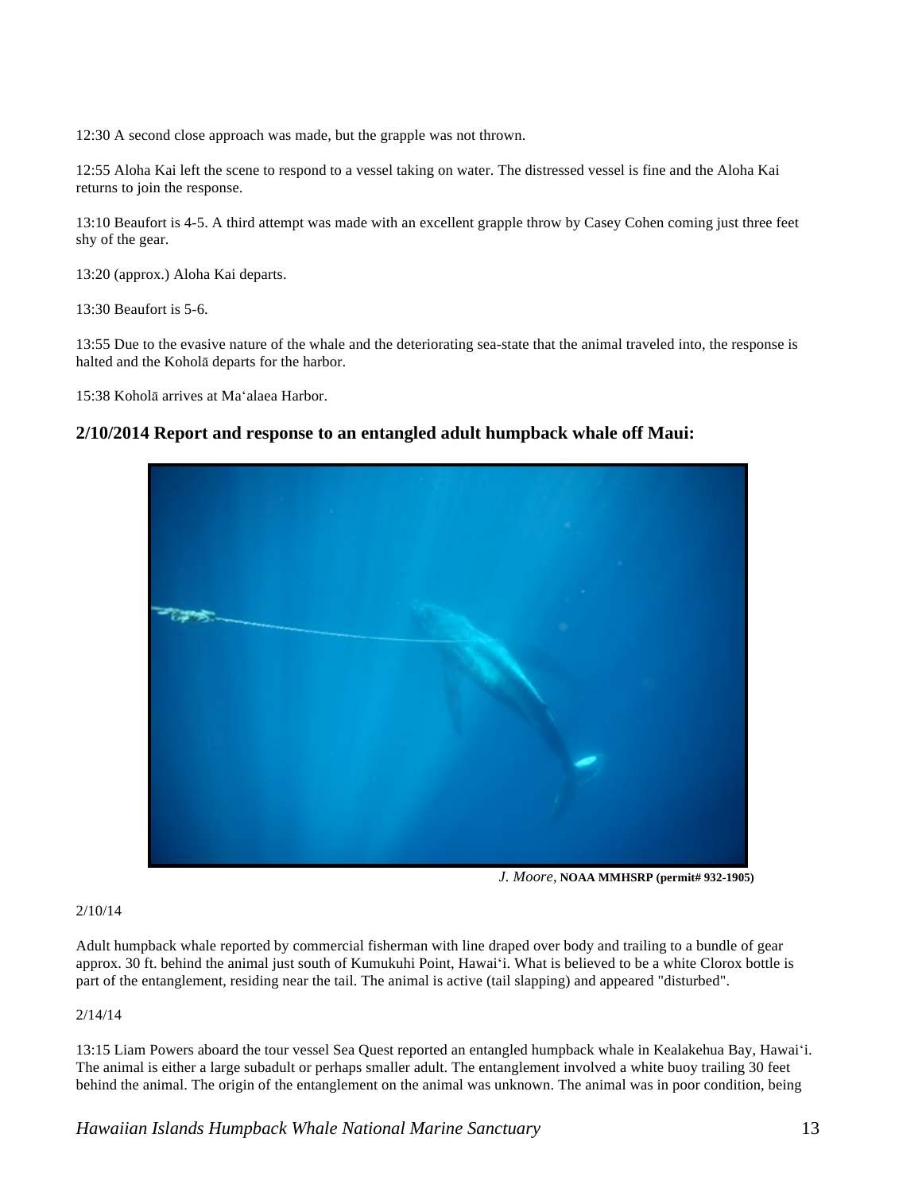12:30 A second close approach was made, but the grapple was not thrown.

12:55 Aloha Kai left the scene to respond to a vessel taking on water. The distressed vessel is fine and the Aloha Kai returns to join the response.

13:10 Beaufort is 4-5. A third attempt was made with an excellent grapple throw by Casey Cohen coming just three feet shy of the gear.

13:20 (approx.) Aloha Kai departs.

13:30 Beaufort is 5-6.

13:55 Due to the evasive nature of the whale and the deteriorating sea-state that the animal traveled into, the response is halted and the Koholā departs for the harbor.

15:38 Koholā arrives at Ma'alaea Harbor.

### 2/10/2014 Report and response to an entangled adult humpback whale off Maui:

*J. Moore*, **NOAA MMHSRP (permit# 932-1905)**

2/10/14

Adult humpback whale reported by commercial fisherman with line draped over body and trailing to a bundle of gear approx. 30 ft. behind the animal just south of Kumukuhi Point, Hawai'i. What is believed to be a white Clorox bottle is part of the entanglement, residing near the tail. The animal is active (tail slapping) and appeared "disturbed".

2/14/14

13:15 Liam Powers aboard the tour vessel Sea Quest reported an entangled humpback whale in Kealakehua Bay, Hawai'i. The animal is either a large subadult or perhaps smaller adult. The entanglement involved a white buoy trailing 30 feet behind the animal. The origin of the entanglement on the animal was unknown. The animal was in poor condition, being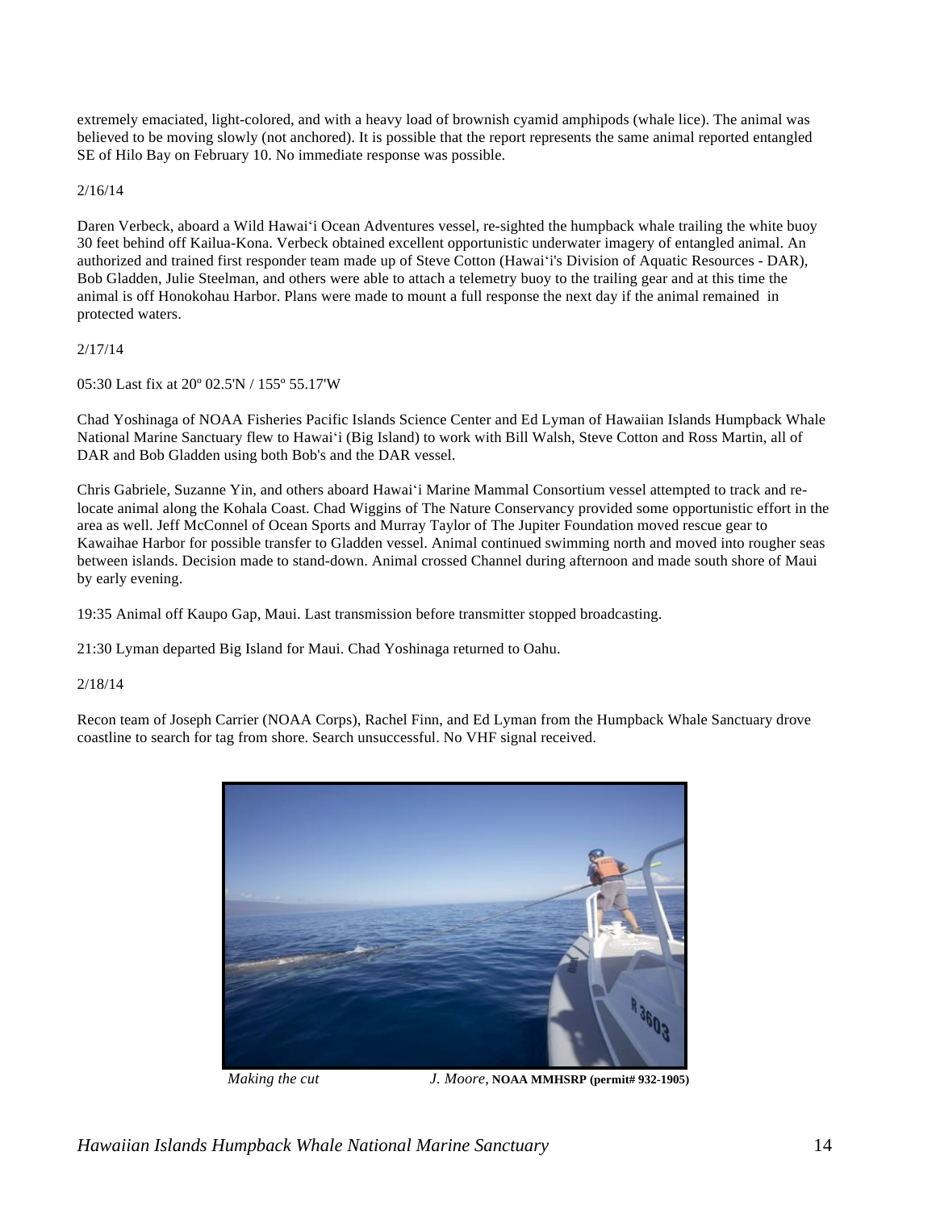extremely emaciated, light-colored, and with a heavy load of brownish cyamid amphipods (whale lice). The animal was believed to be moving slowly (not anchored). It is possible that the report represents the same animal reported entangled SE of Hilo Bay on February 10. No immediate response was possible.

2/16/14

Daren Verbeck, aboard a Wild Hawaiʻi Ocean Adventures vessel, re-sighted the humpback whale trailing the white buoy 30 feet behind off Kailua-Kona. Verbeck obtained excellent opportunistic underwater imagery of entangled animal. An authorized and trained first responder team made up of Steve Cotton (Hawaiʻi's Division of Aquatic Resources - DAR), Bob Gladden, Julie Steelman, and others were able to attach a telemetry buoy to the trailing gear and at this time the animal is off Honokohau Harbor. Plans were made to mount a full response the next day if the animal remained in protected waters.

2/17/14

05:30 Last fix at 20º 02.5'N / 155º 55.17'W

Chad Yoshinaga of NOAA Fisheries Pacific Islands Science Center and Ed Lyman of Hawaiian Islands Humpback Whale National Marine Sanctuary flew to Hawaiʻi (Big Island) to work with Bill Walsh, Steve Cotton and Ross Martin, all of DAR and Bob Gladden using both Bob's and the DAR vessel.

Chris Gabriele, Suzanne Yin, and others aboard Hawaiʻi Marine Mammal Consortium vessel attempted to track and re-locate animal along the Kohala Coast. Chad Wiggins of The Nature Conservancy provided some opportunistic effort in the area as well. Jeff McConnel of Ocean Sports and Murray Taylor of The Jupiter Foundation moved rescue gear to Kawaihae Harbor for possible transfer to Gladden vessel. Animal continued swimming north and moved into rougher seas between islands. Decision made to stand-down. Animal crossed Channel during afternoon and made south shore of Maui by early evening.

19:35 Animal off Kaupo Gap, Maui. Last transmission before transmitter stopped broadcasting.

21:30 Lyman departed Big Island for Maui. Chad Yoshinaga returned to Oahu.

2/18/14

Recon team of Joseph Carrier (NOAA Corps), Rachel Finn, and Ed Lyman from the Humpback Whale Sanctuary drove coastline to search for tag from shore. Search unsuccessful. No VHF signal received.

*Making the cut* *J. Moore*, **NOAA MMHSRP (permit# 932-1905)**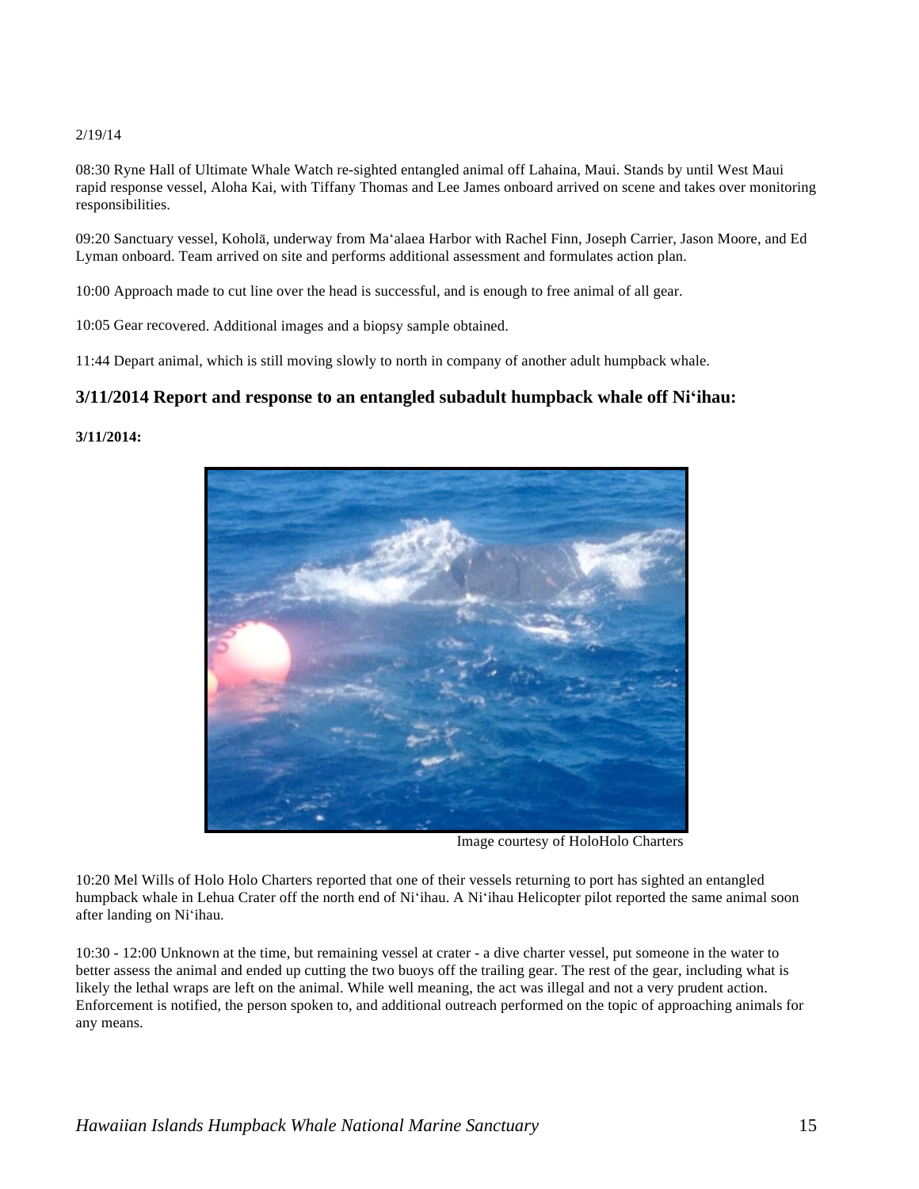2/19/14

08:30 Ryne Hall of Ultimate Whale Watch re-sighted entangled animal off Lahaina, Maui. Stands by until West Maui rapid response vessel, Aloha Kai, with Tiffany Thomas and Lee James onboard arrived on scene and takes over monitoring responsibilities.

09:20 Sanctuary vessel, Koholā, underway from Maʻalaea Harbor with Rachel Finn, Joseph Carrier, Jason Moore, and Ed Lyman onboard. Team arrived on site and performs additional assessment and formulates action plan.

10:00 Approach made to cut line over the head is successful, and is enough to free animal of all gear.

10:05 Gear recovered. Additional images and a biopsy sample obtained.

11:44 Depart animal, which is still moving slowly to north in company of another adult humpback whale.

### 3/11/2014 Report and response to an entangled subadult humpback whale off Niʻihau:

**3/11/2014:**

Image courtesy of HoloHolo Charters

10:20 Mel Wills of Holo Holo Charters reported that one of their vessels returning to port has sighted an entangled humpback whale in Lehua Crater off the north end of Niʻihau. A Niʻihau Helicopter pilot reported the same animal soon after landing on Niʻihau.

10:30 - 12:00 Unknown at the time, but remaining vessel at crater - a dive charter vessel, put someone in the water to better assess the animal and ended up cutting the two buoys off the trailing gear. The rest of the gear, including what is likely the lethal wraps are left on the animal. While well meaning, the act was illegal and not a very prudent action. Enforcement is notified, the person spoken to, and additional outreach performed on the topic of approaching animals for any means.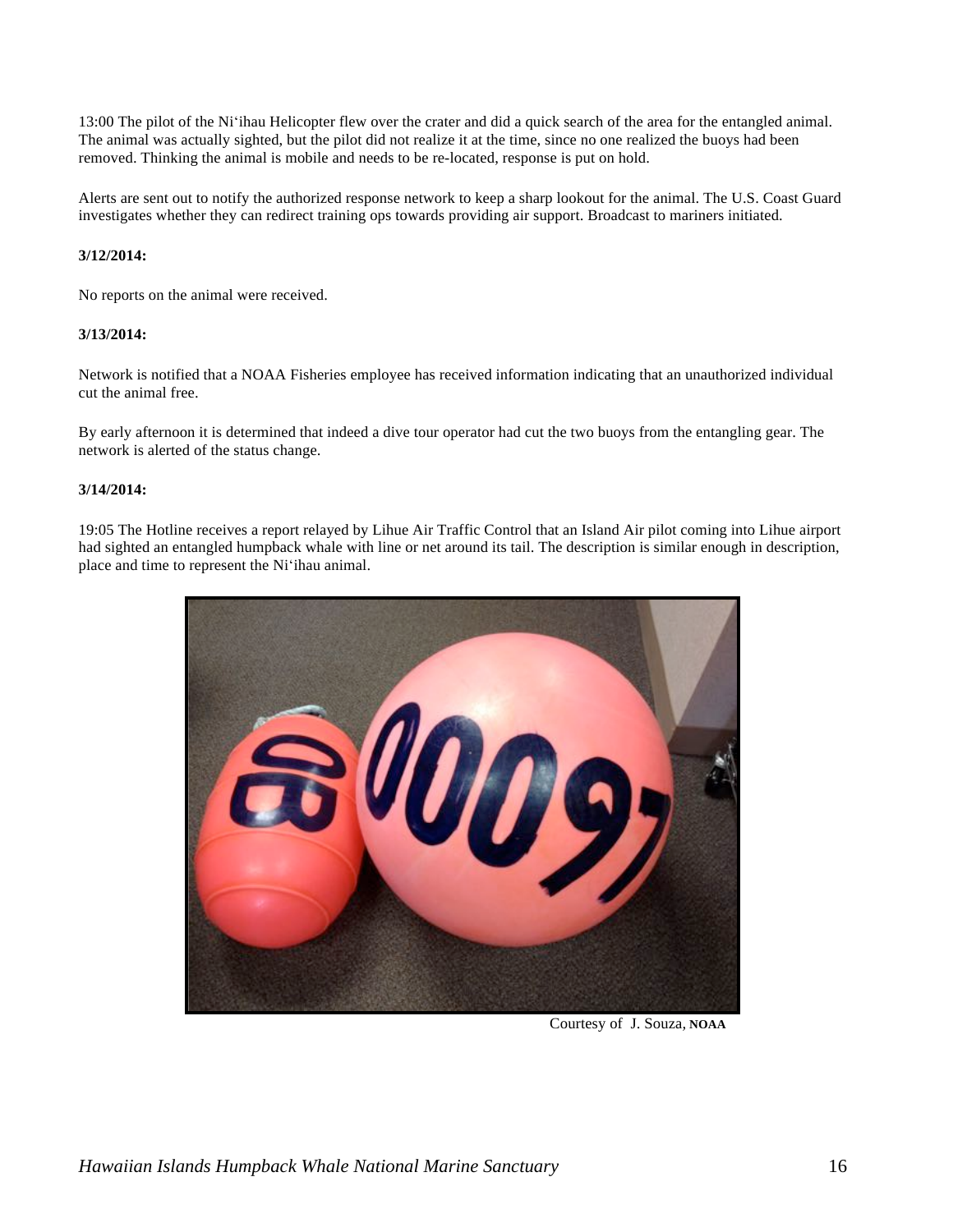13:00 The pilot of the Ni'ihau Helicopter flew over the crater and did a quick search of the area for the entangled animal. The animal was actually sighted, but the pilot did not realize it at the time, since no one realized the buoys had been removed. Thinking the animal is mobile and needs to be re-located, response is put on hold.

Alerts are sent out to notify the authorized response network to keep a sharp lookout for the animal. The U.S. Coast Guard investigates whether they can redirect training ops towards providing air support. Broadcast to mariners initiated.

**3/12/2014:**

No reports on the animal were received.

**3/13/2014:**

Network is notified that a NOAA Fisheries employee has received information indicating that an unauthorized individual cut the animal free.

By early afternoon it is determined that indeed a dive tour operator had cut the two buoys from the entangling gear. The network is alerted of the status change.

**3/14/2014:**

19:05 The Hotline receives a report relayed by Lihue Air Traffic Control that an Island Air pilot coming into Lihue airport had sighted an entangled humpback whale with line or net around its tail. The description is similar enough in description, place and time to represent the Ni'ihau animal.

Courtesy of J. Souza, **NOAA**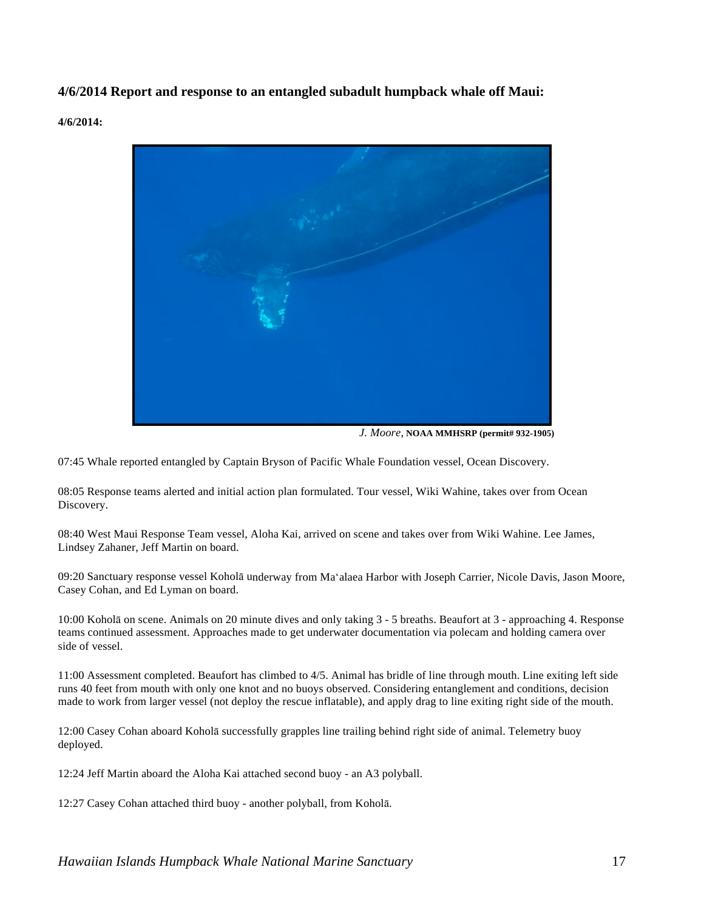### 4/6/2014 Report and response to an entangled subadult humpback whale off Maui:

**4/6/2014:**

*J. Moore,* **NOAA MMHSRP (permit# 932-1905)**

07:45 Whale reported entangled by Captain Bryson of Pacific Whale Foundation vessel, Ocean Discovery.

08:05 Response teams alerted and initial action plan formulated. Tour vessel, Wiki Wahine, takes over from Ocean Discovery.

08:40 West Maui Response Team vessel, Aloha Kai, arrived on scene and takes over from Wiki Wahine. Lee James, Lindsey Zahaner, Jeff Martin on board.

09:20 Sanctuary response vessel Koholā underway from Maʻalaea Harbor with Joseph Carrier, Nicole Davis, Jason Moore, Casey Cohan, and Ed Lyman on board.

10:00 Koholā on scene. Animals on 20 minute dives and only taking 3 - 5 breaths. Beaufort at 3 - approaching 4. Response teams continued assessment. Approaches made to get underwater documentation via polecam and holding camera over side of vessel.

11:00 Assessment completed. Beaufort has climbed to 4/5. Animal has bridle of line through mouth. Line exiting left side runs 40 feet from mouth with only one knot and no buoys observed. Considering entanglement and conditions, decision made to work from larger vessel (not deploy the rescue inflatable), and apply drag to line exiting right side of the mouth.

12:00 Casey Cohan aboard Koholā successfully grapples line trailing behind right side of animal. Telemetry buoy deployed.

12:24 Jeff Martin aboard the Aloha Kai attached second buoy - an A3 polyball.

12:27 Casey Cohan attached third buoy - another polyball, from Koholā.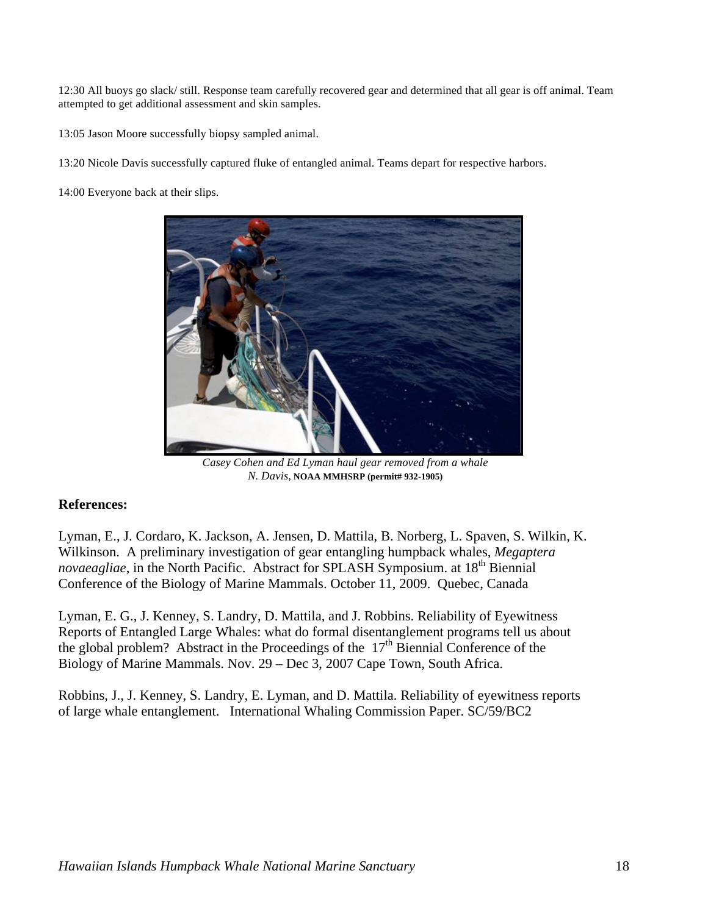12:30 All buoys go slack/ still. Response team carefully recovered gear and determined that all gear is off animal. Team attempted to get additional assessment and skin samples.

13:05 Jason Moore successfully biopsy sampled animal.

13:20 Nicole Davis successfully captured fluke of entangled animal. Teams depart for respective harbors.

14:00 Everyone back at their slips.

*Casey Cohen and Ed Lyman haul gear removed from a whale*
*N. Davis*, **NOAA MMHSRP (permit# 932-1905)**

## References:

Lyman, E., J. Cordaro, K. Jackson, A. Jensen, D. Mattila, B. Norberg, L. Spaven, S. Wilkin, K. Wilkinson. A preliminary investigation of gear entangling humpback whales, *Megaptera novaeagliae*, in the North Pacific. Abstract for SPLASH Symposium. at 18th Biennial Conference of the Biology of Marine Mammals. October 11, 2009. Quebec, Canada

Lyman, E. G., J. Kenney, S. Landry, D. Mattila, and J. Robbins. Reliability of Eyewitness Reports of Entangled Large Whales: what do formal disentanglement programs tell us about the global problem? Abstract in the Proceedings of the 17th Biennial Conference of the Biology of Marine Mammals. Nov. 29 – Dec 3, 2007 Cape Town, South Africa.

Robbins, J., J. Kenney, S. Landry, E. Lyman, and D. Mattila. Reliability of eyewitness reports of large whale entanglement. International Whaling Commission Paper. SC/59/BC2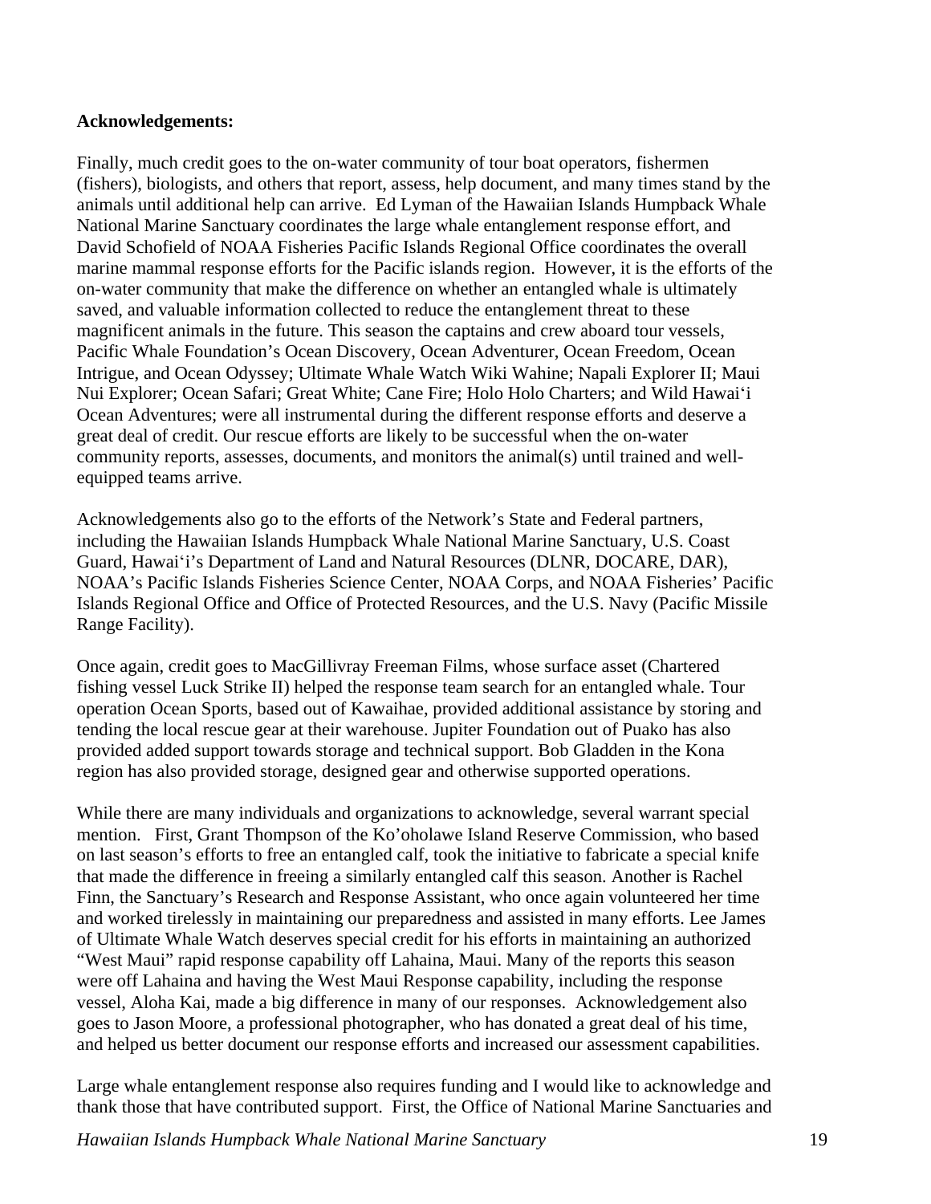**Acknowledgements:**

Finally, much credit goes to the on-water community of tour boat operators, fishermen (fishers), biologists, and others that report, assess, help document, and many times stand by the animals until additional help can arrive. Ed Lyman of the Hawaiian Islands Humpback Whale National Marine Sanctuary coordinates the large whale entanglement response effort, and David Schofield of NOAA Fisheries Pacific Islands Regional Office coordinates the overall marine mammal response efforts for the Pacific islands region. However, it is the efforts of the on-water community that make the difference on whether an entangled whale is ultimately saved, and valuable information collected to reduce the entanglement threat to these magnificent animals in the future. This season the captains and crew aboard tour vessels, Pacific Whale Foundation's Ocean Discovery, Ocean Adventurer, Ocean Freedom, Ocean Intrigue, and Ocean Odyssey; Ultimate Whale Watch Wiki Wahine; Napali Explorer II; Maui Nui Explorer; Ocean Safari; Great White; Cane Fire; Holo Holo Charters; and Wild Hawai'i Ocean Adventures; were all instrumental during the different response efforts and deserve a great deal of credit. Our rescue efforts are likely to be successful when the on-water community reports, assesses, documents, and monitors the animal(s) until trained and well-equipped teams arrive.

Acknowledgements also go to the efforts of the Network's State and Federal partners, including the Hawaiian Islands Humpback Whale National Marine Sanctuary, U.S. Coast Guard, Hawai'i's Department of Land and Natural Resources (DLNR, DOCARE, DAR), NOAA's Pacific Islands Fisheries Science Center, NOAA Corps, and NOAA Fisheries' Pacific Islands Regional Office and Office of Protected Resources, and the U.S. Navy (Pacific Missile Range Facility).

Once again, credit goes to MacGillivray Freeman Films, whose surface asset (Chartered fishing vessel Luck Strike II) helped the response team search for an entangled whale. Tour operation Ocean Sports, based out of Kawaihae, provided additional assistance by storing and tending the local rescue gear at their warehouse. Jupiter Foundation out of Puako has also provided added support towards storage and technical support. Bob Gladden in the Kona region has also provided storage, designed gear and otherwise supported operations.

While there are many individuals and organizations to acknowledge, several warrant special mention. First, Grant Thompson of the Ko'oholawe Island Reserve Commission, who based on last season's efforts to free an entangled calf, took the initiative to fabricate a special knife that made the difference in freeing a similarly entangled calf this season. Another is Rachel Finn, the Sanctuary's Research and Response Assistant, who once again volunteered her time and worked tirelessly in maintaining our preparedness and assisted in many efforts. Lee James of Ultimate Whale Watch deserves special credit for his efforts in maintaining an authorized "West Maui" rapid response capability off Lahaina, Maui. Many of the reports this season were off Lahaina and having the West Maui Response capability, including the response vessel, Aloha Kai, made a big difference in many of our responses. Acknowledgement also goes to Jason Moore, a professional photographer, who has donated a great deal of his time, and helped us better document our response efforts and increased our assessment capabilities.

Large whale entanglement response also requires funding and I would like to acknowledge and thank those that have contributed support. First, the Office of National Marine Sanctuaries and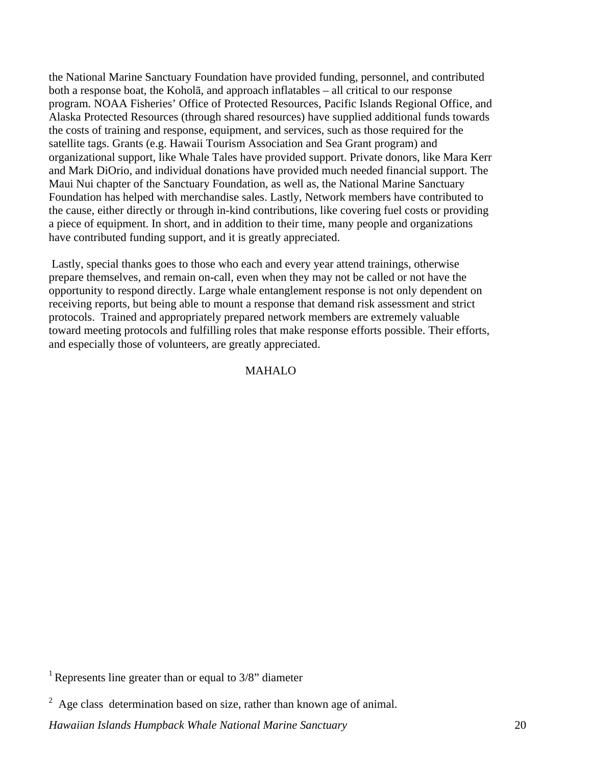the National Marine Sanctuary Foundation have provided funding, personnel, and contributed both a response boat, the Koholā, and approach inflatables – all critical to our response program. NOAA Fisheries' Office of Protected Resources, Pacific Islands Regional Office, and Alaska Protected Resources (through shared resources) have supplied additional funds towards the costs of training and response, equipment, and services, such as those required for the satellite tags. Grants (e.g. Hawaii Tourism Association and Sea Grant program) and organizational support, like Whale Tales have provided support. Private donors, like Mara Kerr and Mark DiOrio, and individual donations have provided much needed financial support. The Maui Nui chapter of the Sanctuary Foundation, as well as, the National Marine Sanctuary Foundation has helped with merchandise sales. Lastly, Network members have contributed to the cause, either directly or through in-kind contributions, like covering fuel costs or providing a piece of equipment. In short, and in addition to their time, many people and organizations have contributed funding support, and it is greatly appreciated.

Lastly, special thanks goes to those who each and every year attend trainings, otherwise prepare themselves, and remain on-call, even when they may not be called or not have the opportunity to respond directly. Large whale entanglement response is not only dependent on receiving reports, but being able to mount a response that demand risk assessment and strict protocols. Trained and appropriately prepared network members are extremely valuable toward meeting protocols and fulfilling roles that make response efforts possible. Their efforts, and especially those of volunteers, are greatly appreciated.

MAHALO

[1] Represents line greater than or equal to 3/8" diameter

[2] Age class determination based on size, rather than known age of animal.